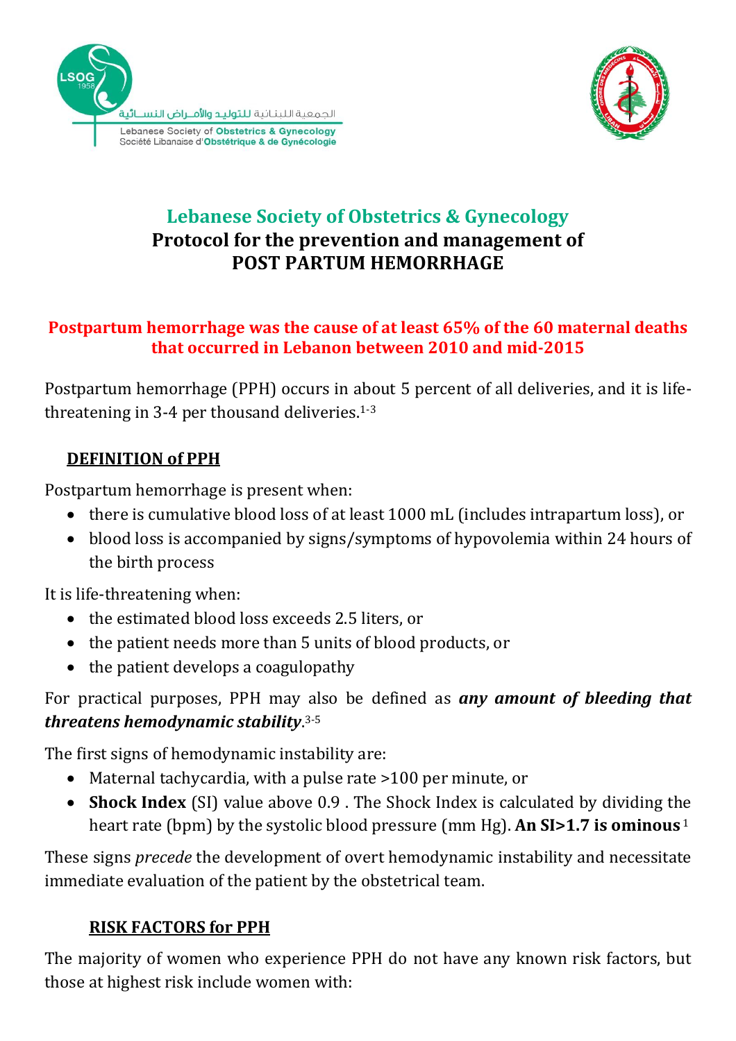# Lebanese Society of Obstetrics & Gynecology
## Protocol for the prevention and management of POST PARTUM HEMORRHAGE

**Postpartum hemorrhage was the cause of at least 65% of the 60 maternal deaths that occurred in Lebanon between 2010 and mid-2015**

Postpartum hemorrhage (PPH) occurs in about 5 percent of all deliveries, and it is life-threatening in 3-4 per thousand deliveries.[1-3]

### DEFINITION of PPH

Postpartum hemorrhage is present when:

- there is cumulative blood loss of at least 1000 mL (includes intrapartum loss), or
- blood loss is accompanied by signs/symptoms of hypovolemia within 24 hours of the birth process

It is life-threatening when:

- the estimated blood loss exceeds 2.5 liters, or
- the patient needs more than 5 units of blood products, or
- the patient develops a coagulopathy

For practical purposes, PPH may also be defined as ***any amount of bleeding that threatens hemodynamic stability***.[3-5]

The first signs of hemodynamic instability are:

- Maternal tachycardia, with a pulse rate >100 per minute, or
- **Shock Index** (SI) value above 0.9 . The Shock Index is calculated by dividing the heart rate (bpm) by the systolic blood pressure (mm Hg). **An SI>1.7 is ominous**[1]

These signs *precede* the development of overt hemodynamic instability and necessitate immediate evaluation of the patient by the obstetrical team.

### RISK FACTORS for PPH

The majority of women who experience PPH do not have any known risk factors, but those at highest risk include women with: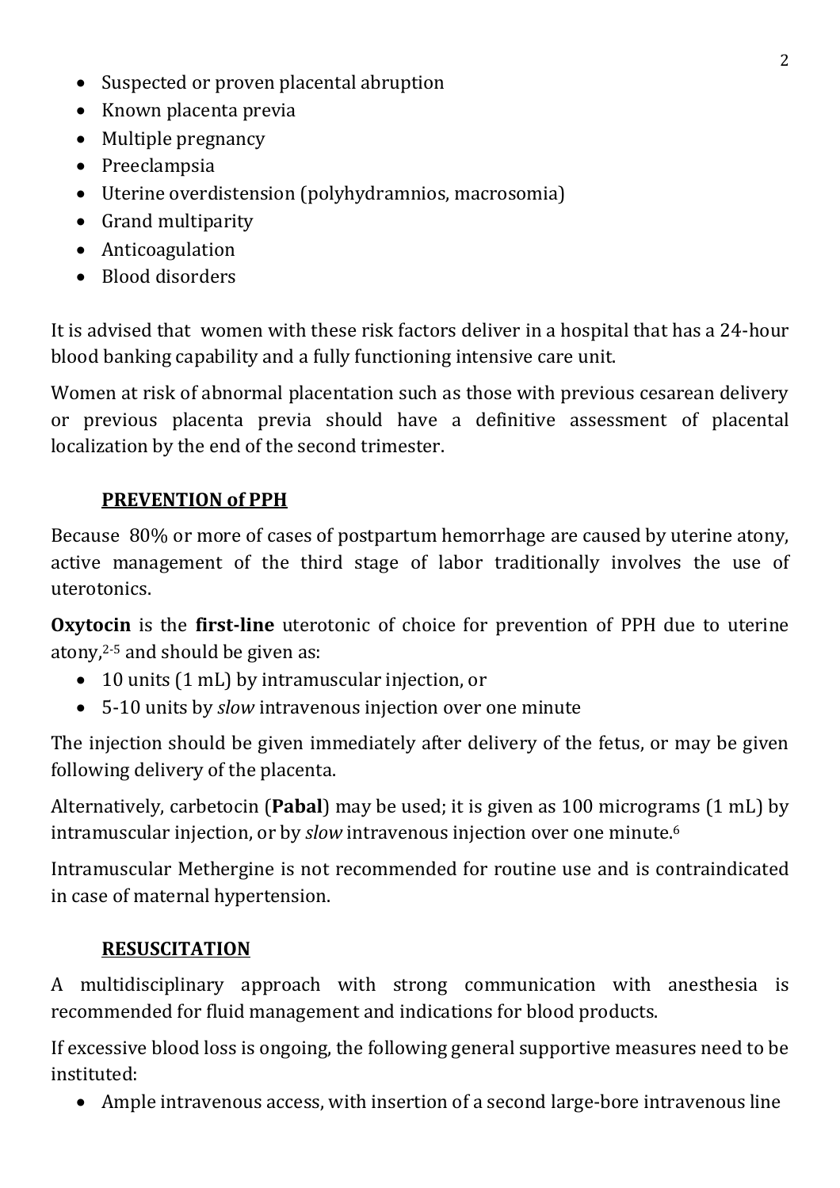- Suspected or proven placental abruption
- Known placenta previa
- Multiple pregnancy
- Preeclampsia
- Uterine overdistension (polyhydramnios, macrosomia)
- Grand multiparity
- Anticoagulation
- Blood disorders

It is advised that women with these risk factors deliver in a hospital that has a 24-hour blood banking capability and a fully functioning intensive care unit.

Women at risk of abnormal placentation such as those with previous cesarean delivery or previous placenta previa should have a definitive assessment of placental localization by the end of the second trimester.

## PREVENTION of PPH

Because 80% or more of cases of postpartum hemorrhage are caused by uterine atony, active management of the third stage of labor traditionally involves the use of uterotonics.

**Oxytocin** is the **first-line** uterotonic of choice for prevention of PPH due to uterine atony,[2-5] and should be given as:

- 10 units (1 mL) by intramuscular injection, or
- 5-10 units by *slow* intravenous injection over one minute

The injection should be given immediately after delivery of the fetus, or may be given following delivery of the placenta.

Alternatively, carbetocin (**Pabal**) may be used; it is given as 100 micrograms (1 mL) by intramuscular injection, or by *slow* intravenous injection over one minute.[6]

Intramuscular Methergine is not recommended for routine use and is contraindicated in case of maternal hypertension.

## RESUSCITATION

A multidisciplinary approach with strong communication with anesthesia is recommended for fluid management and indications for blood products.

If excessive blood loss is ongoing, the following general supportive measures need to be instituted:

- Ample intravenous access, with insertion of a second large-bore intravenous line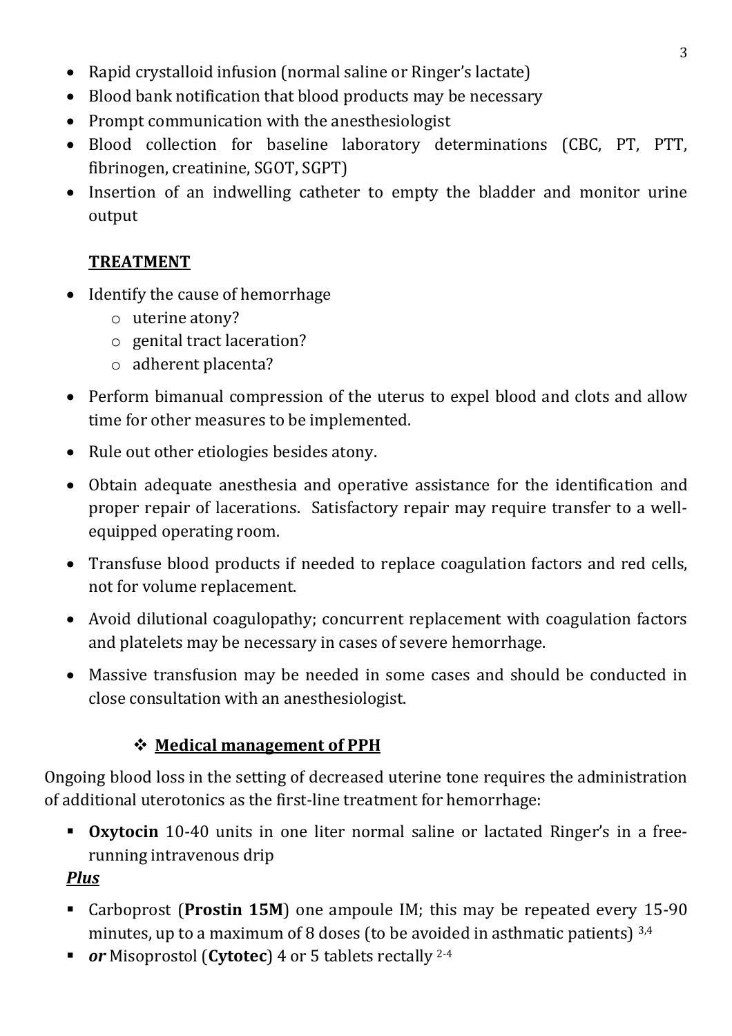- Rapid crystalloid infusion (normal saline or Ringer's lactate)
- Blood bank notification that blood products may be necessary
- Prompt communication with the anesthesiologist
- Blood collection for baseline laboratory determinations (CBC, PT, PTT, fibrinogen, creatinine, SGOT, SGPT)
- Insertion of an indwelling catheter to empty the bladder and monitor urine output

## **TREATMENT**

- Identify the cause of hemorrhage
    - uterine atony?
    - genital tract laceration?
    - adherent placenta?
- Perform bimanual compression of the uterus to expel blood and clots and allow time for other measures to be implemented.
- Rule out other etiologies besides atony.
- Obtain adequate anesthesia and operative assistance for the identification and proper repair of lacerations. Satisfactory repair may require transfer to a well-equipped operating room.
- Transfuse blood products if needed to replace coagulation factors and red cells, not for volume replacement.
- Avoid dilutional coagulopathy; concurrent replacement with coagulation factors and platelets may be necessary in cases of severe hemorrhage.
- Massive transfusion may be needed in some cases and should be conducted in close consultation with an anesthesiologist.

### ❖ **Medical management of PPH**

Ongoing blood loss in the setting of decreased uterine tone requires the administration of additional uterotonics as the first-line treatment for hemorrhage:

- **Oxytocin** 10-40 units in one liter normal saline or lactated Ringer's in a free-running intravenous drip

***Plus***

- Carboprost (**Prostin 15M**) one ampoule IM; this may be repeated every 15-90 minutes, up to a maximum of 8 doses (to be avoided in asthmatic patients) [3,4]
- ***or*** Misoprostol (**Cytotec**) 4 or 5 tablets rectally [2-4]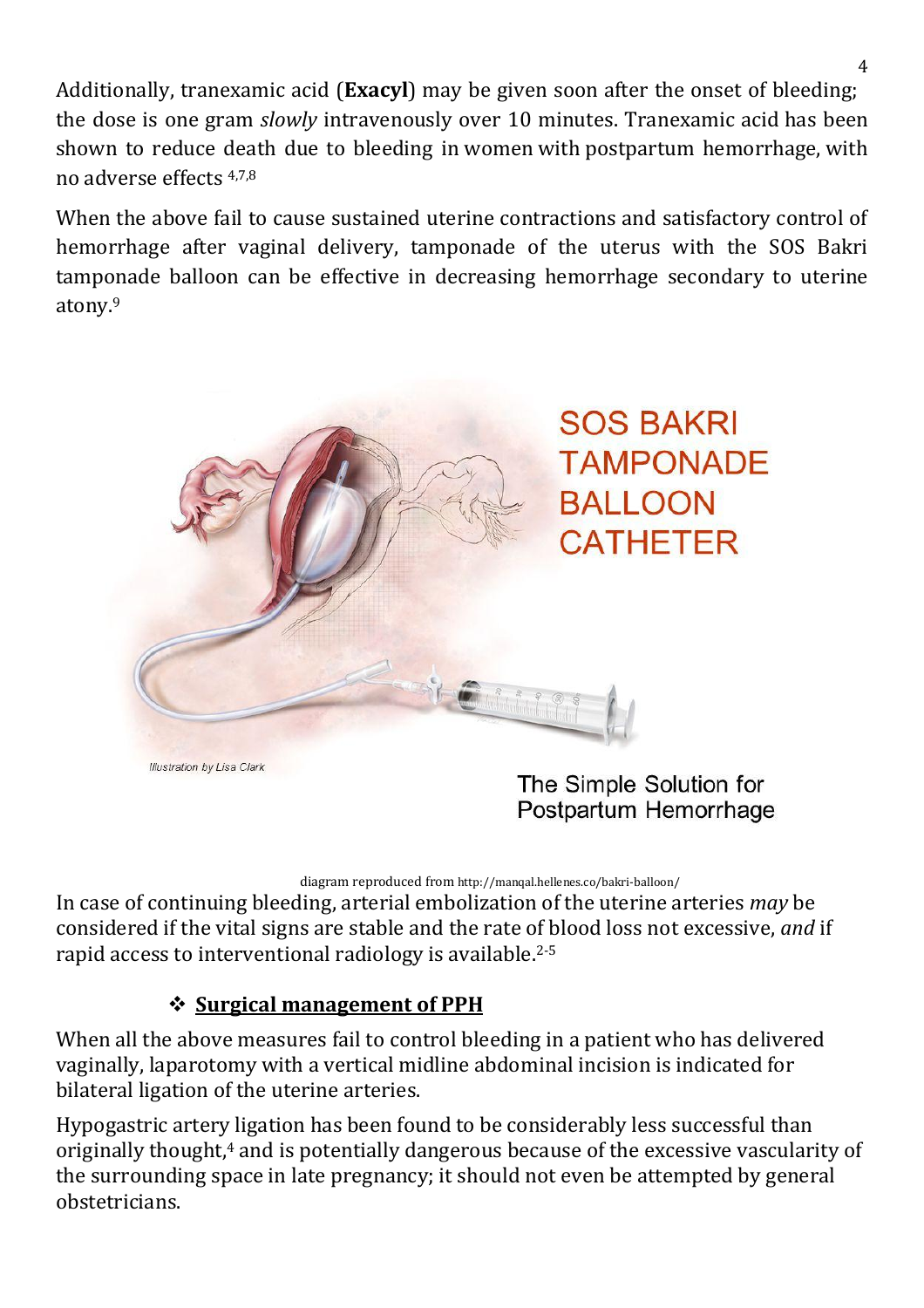Additionally, tranexamic acid (**Exacyl**) may be given soon after the onset of bleeding; the dose is one gram *slowly* intravenously over 10 minutes. Tranexamic acid has been shown to reduce death due to bleeding in women with postpartum hemorrhage, with no adverse effects [4,7,8]

When the above fail to cause sustained uterine contractions and satisfactory control of hemorrhage after vaginal delivery, tamponade of the uterus with the SOS Bakri tamponade balloon can be effective in decreasing hemorrhage secondary to uterine atony.[9]

diagram reproduced from http://manqal.hellenes.co/bakri-balloon/

In case of continuing bleeding, arterial embolization of the uterine arteries *may* be considered if the vital signs are stable and the rate of blood loss not excessive, *and* if rapid access to interventional radiology is available.[2-5]

## ❖ **Surgical management of PPH**

When all the above measures fail to control bleeding in a patient who has delivered vaginally, laparotomy with a vertical midline abdominal incision is indicated for bilateral ligation of the uterine arteries.

Hypogastric artery ligation has been found to be considerably less successful than originally thought,[4] and is potentially dangerous because of the excessive vascularity of the surrounding space in late pregnancy; it should not even be attempted by general obstetricians.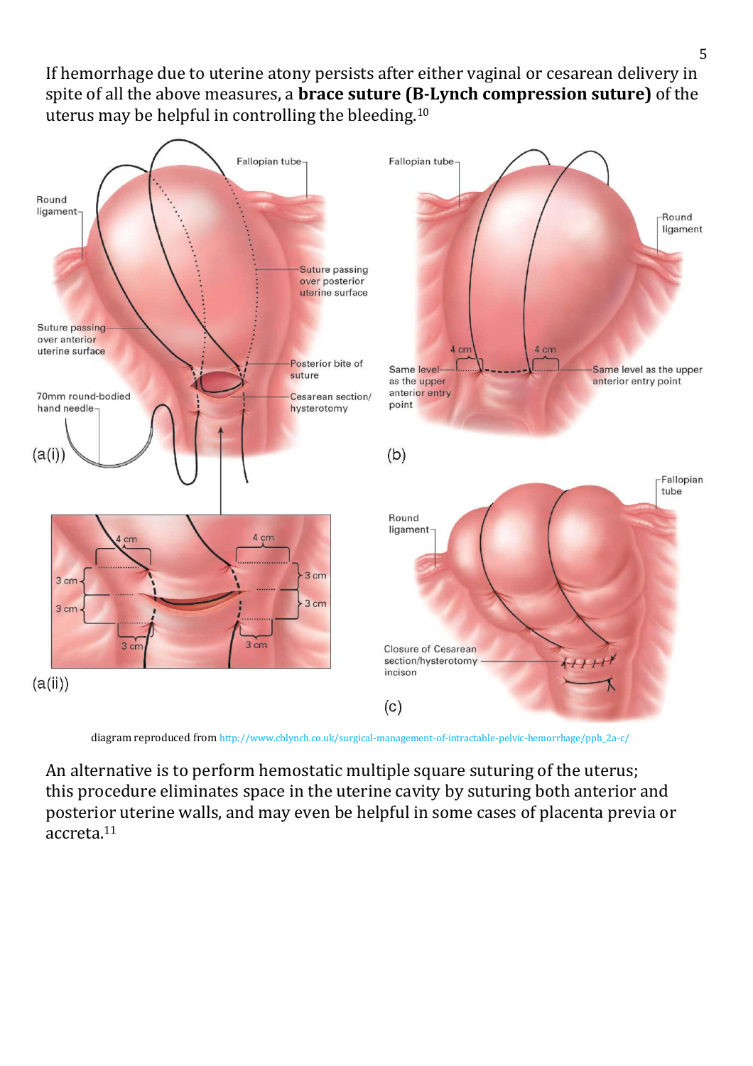If hemorrhage due to uterine atony persists after either vaginal or cesarean delivery in spite of all the above measures, a **brace suture (B-Lynch compression suture)** of the uterus may be helpful in controlling the bleeding.[10]

diagram reproduced from http://www.cblynch.co.uk/surgical-management-of-intractable-pelvic-hemorrhage/pph_2a-c/

An alternative is to perform hemostatic multiple square suturing of the uterus; this procedure eliminates space in the uterine cavity by suturing both anterior and posterior uterine walls, and may even be helpful in some cases of placenta previa or accreta.[11]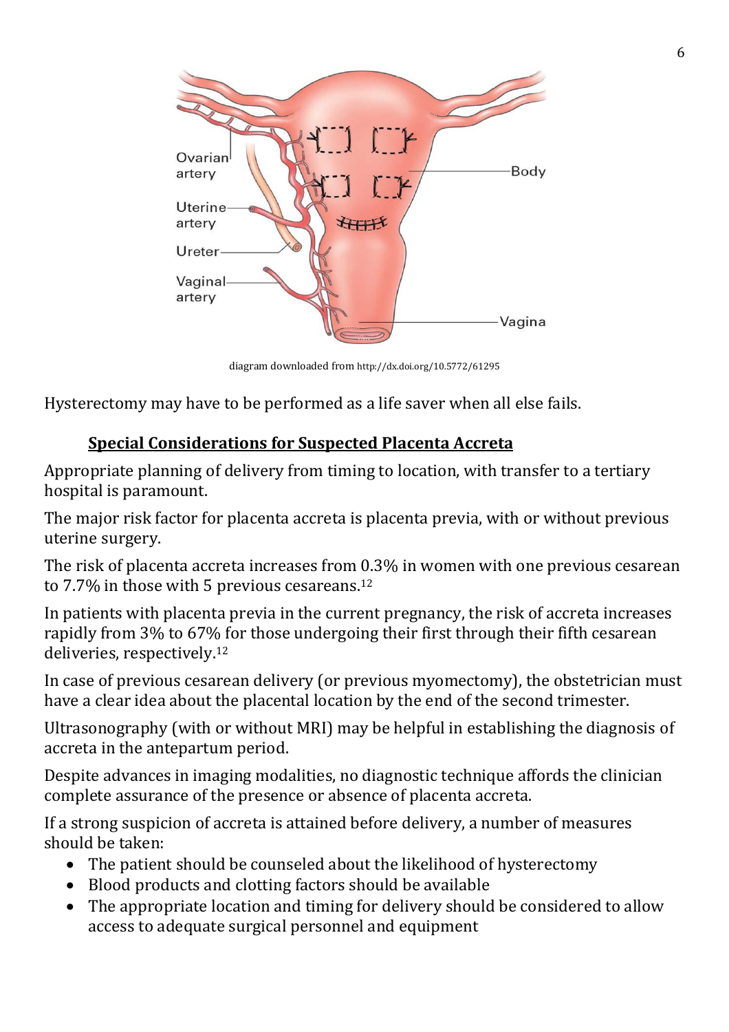diagram downloaded from http://dx.doi.org/10.5772/61295

Hysterectomy may have to be performed as a life saver when all else fails.

## Special Considerations for Suspected Placenta Accreta

Appropriate planning of delivery from timing to location, with transfer to a tertiary hospital is paramount.

The major risk factor for placenta accreta is placenta previa, with or without previous uterine surgery.

The risk of placenta accreta increases from 0.3% in women with one previous cesarean to 7.7% in those with 5 previous cesareans.[12]

In patients with placenta previa in the current pregnancy, the risk of accreta increases rapidly from 3% to 67% for those undergoing their first through their fifth cesarean deliveries, respectively.[12]

In case of previous cesarean delivery (or previous myomectomy), the obstetrician must have a clear idea about the placental location by the end of the second trimester.

Ultrasonography (with or without MRI) may be helpful in establishing the diagnosis of accreta in the antepartum period.

Despite advances in imaging modalities, no diagnostic technique affords the clinician complete assurance of the presence or absence of placenta accreta.

If a strong suspicion of accreta is attained before delivery, a number of measures should be taken:

- The patient should be counseled about the likelihood of hysterectomy
- Blood products and clotting factors should be available
- The appropriate location and timing for delivery should be considered to allow access to adequate surgical personnel and equipment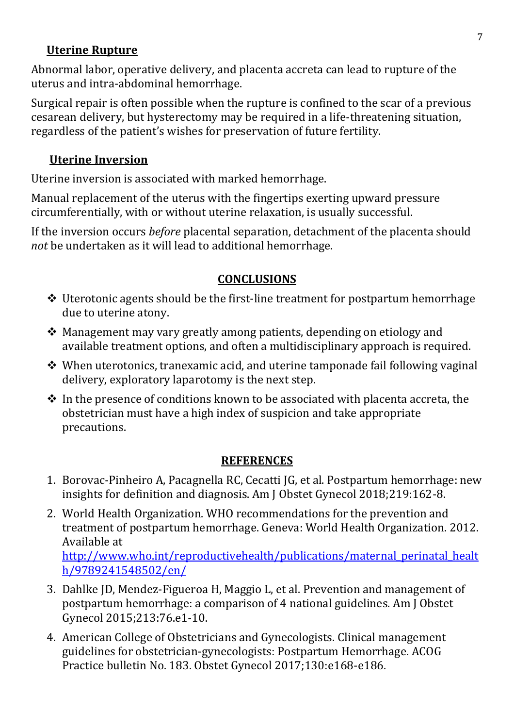### Uterine Rupture

Abnormal labor, operative delivery, and placenta accreta can lead to rupture of the uterus and intra-abdominal hemorrhage.

Surgical repair is often possible when the rupture is confined to the scar of a previous cesarean delivery, but hysterectomy may be required in a life-threatening situation, regardless of the patient's wishes for preservation of future fertility.

### Uterine Inversion

Uterine inversion is associated with marked hemorrhage.

Manual replacement of the uterus with the fingertips exerting upward pressure circumferentially, with or without uterine relaxation, is usually successful.

If the inversion occurs *before* placental separation, detachment of the placenta should *not* be undertaken as it will lead to additional hemorrhage.

## CONCLUSIONS

- Uterotonic agents should be the first-line treatment for postpartum hemorrhage due to uterine atony.
- Management may vary greatly among patients, depending on etiology and available treatment options, and often a multidisciplinary approach is required.
- When uterotonics, tranexamic acid, and uterine tamponade fail following vaginal delivery, exploratory laparotomy is the next step.
- In the presence of conditions known to be associated with placenta accreta, the obstetrician must have a high index of suspicion and take appropriate precautions.

## REFERENCES

1. Borovac-Pinheiro A, Pacagnella RC, Cecatti JG, et al. Postpartum hemorrhage: new insights for definition and diagnosis. Am J Obstet Gynecol 2018;219:162-8.
2. World Health Organization. WHO recommendations for the prevention and treatment of postpartum hemorrhage. Geneva: World Health Organization. 2012. Available at http://www.who.int/reproductivehealth/publications/maternal_perinatal_health/9789241548502/en/
3. Dahlke JD, Mendez-Figueroa H, Maggio L, et al. Prevention and management of postpartum hemorrhage: a comparison of 4 national guidelines. Am J Obstet Gynecol 2015;213:76.e1-10.
4. American College of Obstetricians and Gynecologists. Clinical management guidelines for obstetrician-gynecologists: Postpartum Hemorrhage. ACOG Practice bulletin No. 183. Obstet Gynecol 2017;130:e168-e186.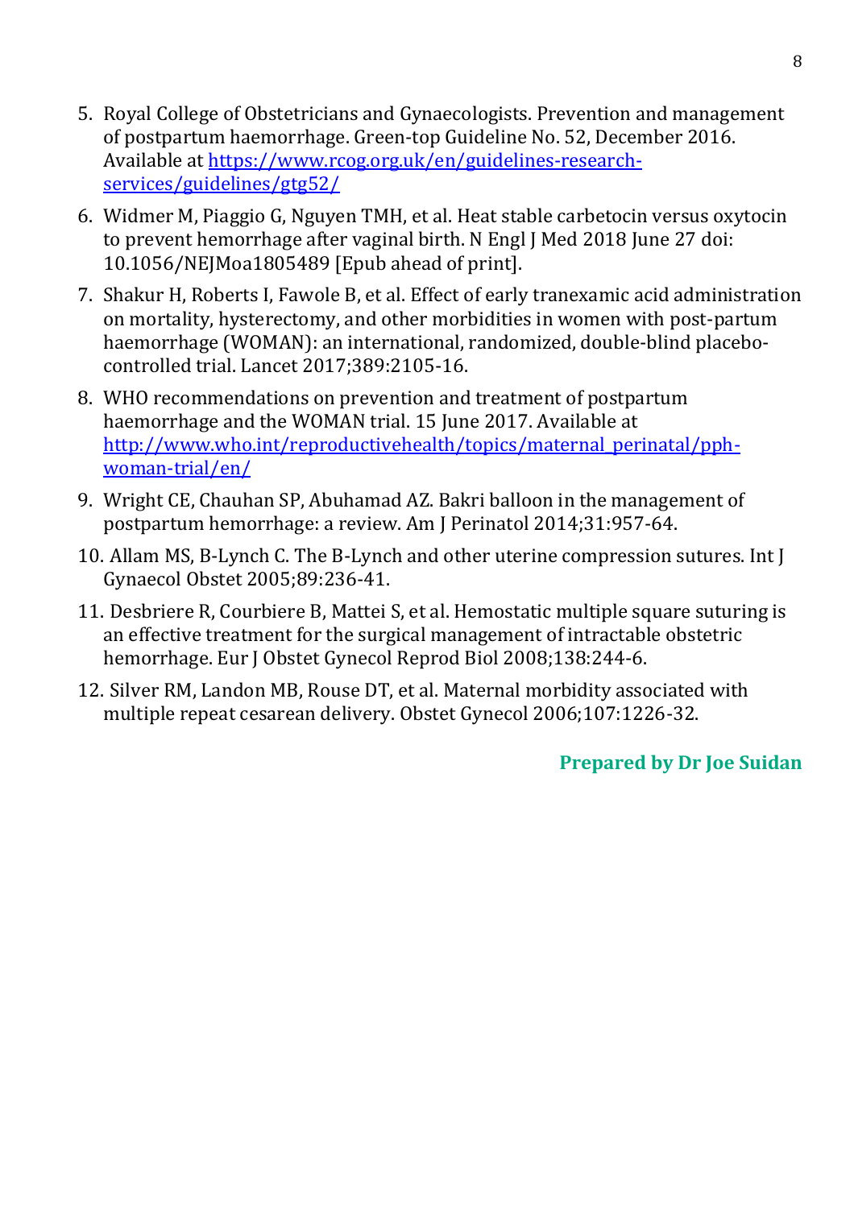5. Royal College of Obstetricians and Gynaecologists. Prevention and management of postpartum haemorrhage. Green-top Guideline No. 52, December 2016. Available at [https://www.rcog.org.uk/en/guidelines-research-services/guidelines/gtg52/](https://www.rcog.org.uk/en/guidelines-research-services/guidelines/gtg52/)
6. Widmer M, Piaggio G, Nguyen TMH, et al. Heat stable carbetocin versus oxytocin to prevent hemorrhage after vaginal birth. N Engl J Med 2018 June 27 doi: 10.1056/NEJMoa1805489 [Epub ahead of print].
7. Shakur H, Roberts I, Fawole B, et al. Effect of early tranexamic acid administration on mortality, hysterectomy, and other morbidities in women with post-partum haemorrhage (WOMAN): an international, randomized, double-blind placebo-controlled trial. Lancet 2017;389:2105-16.
8. WHO recommendations on prevention and treatment of postpartum haemorrhage and the WOMAN trial. 15 June 2017. Available at [http://www.who.int/reproductivehealth/topics/maternal_perinatal/pph-woman-trial/en/](http://www.who.int/reproductivehealth/topics/maternal_perinatal/pph-woman-trial/en/)
9. Wright CE, Chauhan SP, Abuhamad AZ. Bakri balloon in the management of postpartum hemorrhage: a review. Am J Perinatol 2014;31:957-64.
10. Allam MS, B-Lynch C. The B-Lynch and other uterine compression sutures. Int J Gynaecol Obstet 2005;89:236-41.
11. Desbriere R, Courbiere B, Mattei S, et al. Hemostatic multiple square suturing is an effective treatment for the surgical management of intractable obstetric hemorrhage. Eur J Obstet Gynecol Reprod Biol 2008;138:244-6.
12. Silver RM, Landon MB, Rouse DT, et al. Maternal morbidity associated with multiple repeat cesarean delivery. Obstet Gynecol 2006;107:1226-32.

**Prepared by Dr Joe Suidan**